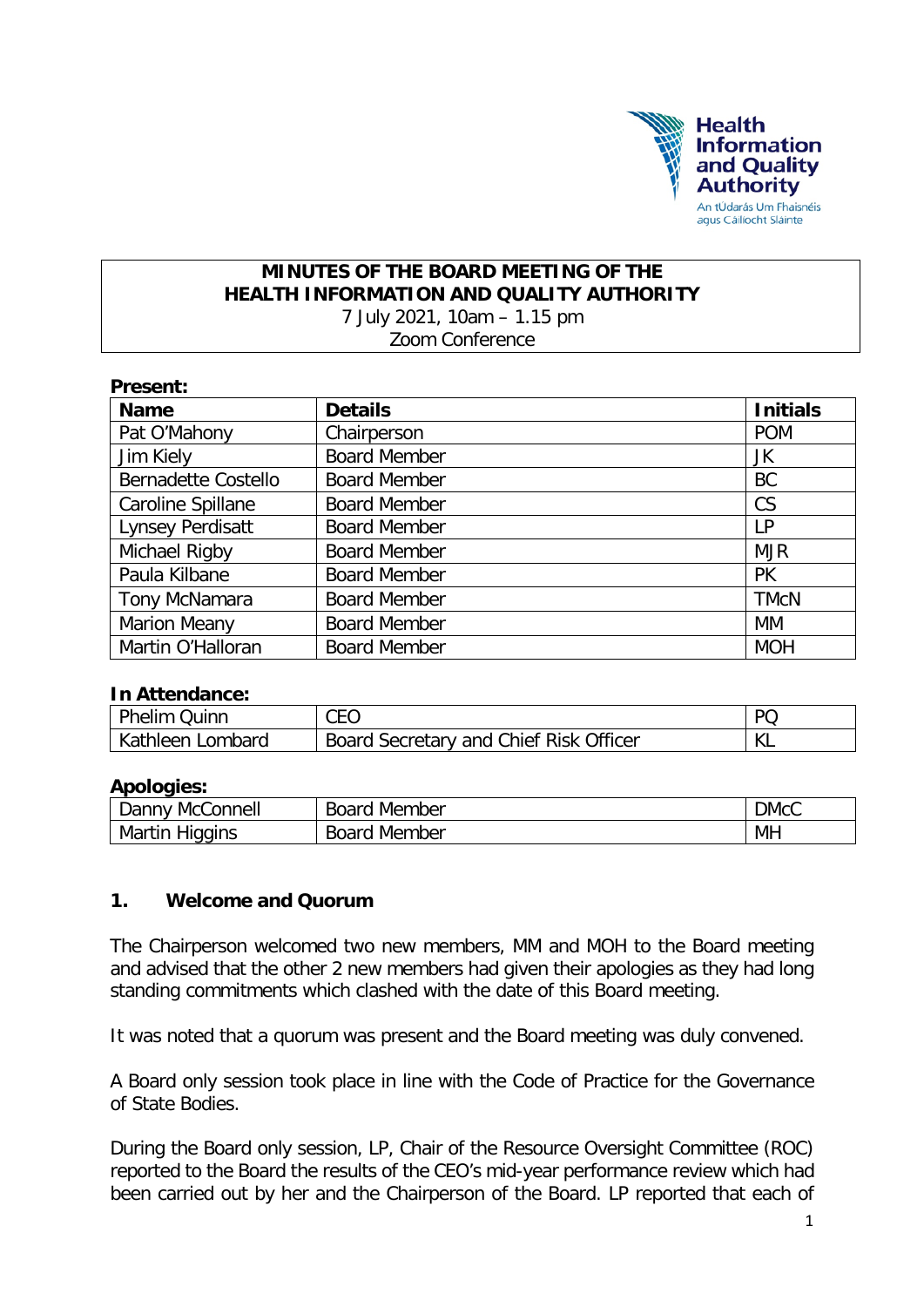# MINUTES OF THE BOARD MEETING OF THE HEALTH INFORMATION AND QUALITY AUTHORITY

7 July 2021, 10am – 1.15 pm
Zoom Conference

**Present:**

| Name | Details | Initials |
|---|---|---|
| Pat O'Mahony | Chairperson | POM |
| Jim Kiely | Board Member | JK |
| Bernadette Costello | Board Member | BC |
| Caroline Spillane | Board Member | CS |
| Lynsey Perdisatt | Board Member | LP |
| Michael Rigby | Board Member | MJR |
| Paula Kilbane | Board Member | PK |
| Tony McNamara | Board Member | TMcN |
| Marion Meany | Board Member | MM |
| Martin O'Halloran | Board Member | MOH |

**In Attendance:**

| | | |
|---|---|---|
| Phelim Quinn | CEO | PQ |
| Kathleen Lombard | Board Secretary and Chief Risk Officer | KL |

**Apologies:**

| | | |
|---|---|---|
| Danny McConnell | Board Member | DMcC |
| Martin Higgins | Board Member | MH |

## 1. Welcome and Quorum

The Chairperson welcomed two new members, MM and MOH to the Board meeting and advised that the other 2 new members had given their apologies as they had long standing commitments which clashed with the date of this Board meeting.

It was noted that a quorum was present and the Board meeting was duly convened.

A Board only session took place in line with the Code of Practice for the Governance of State Bodies.

During the Board only session, LP, Chair of the Resource Oversight Committee (ROC) reported to the Board the results of the CEO's mid-year performance review which had been carried out by her and the Chairperson of the Board. LP reported that each of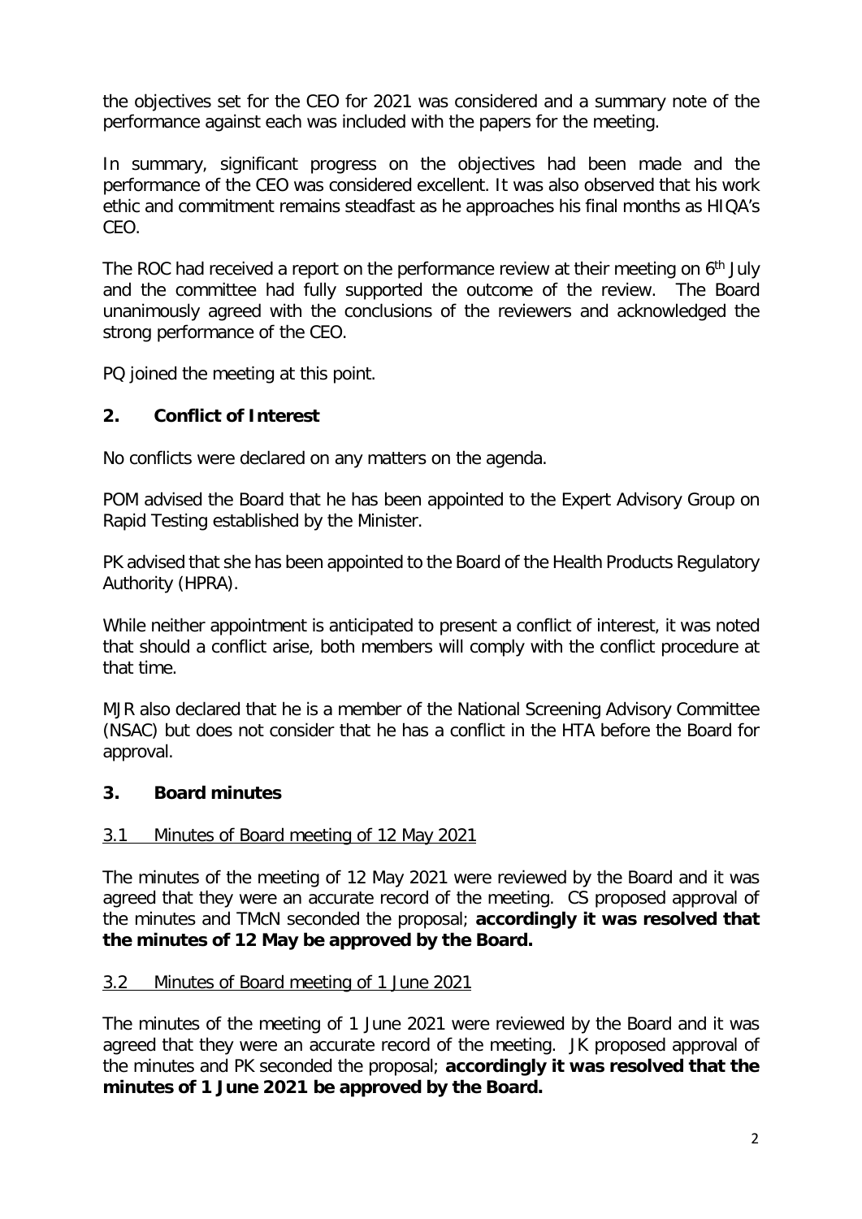the objectives set for the CEO for 2021 was considered and a summary note of the performance against each was included with the papers for the meeting.

In summary, significant progress on the objectives had been made and the performance of the CEO was considered excellent. It was also observed that his work ethic and commitment remains steadfast as he approaches his final months as HIQA's CEO.

The ROC had received a report on the performance review at their meeting on 6th July and the committee had fully supported the outcome of the review. The Board unanimously agreed with the conclusions of the reviewers and acknowledged the strong performance of the CEO.

PQ joined the meeting at this point.

## 2. Conflict of Interest

No conflicts were declared on any matters on the agenda.

POM advised the Board that he has been appointed to the Expert Advisory Group on Rapid Testing established by the Minister.

PK advised that she has been appointed to the Board of the Health Products Regulatory Authority (HPRA).

While neither appointment is anticipated to present a conflict of interest, it was noted that should a conflict arise, both members will comply with the conflict procedure at that time.

MJR also declared that he is a member of the National Screening Advisory Committee (NSAC) but does not consider that he has a conflict in the HTA before the Board for approval.

## 3. Board minutes

### 3.1 Minutes of Board meeting of 12 May 2021

The minutes of the meeting of 12 May 2021 were reviewed by the Board and it was agreed that they were an accurate record of the meeting. CS proposed approval of the minutes and TMcN seconded the proposal; **accordingly it was resolved that the minutes of 12 May be approved by the Board.**

### 3.2 Minutes of Board meeting of 1 June 2021

The minutes of the meeting of 1 June 2021 were reviewed by the Board and it was agreed that they were an accurate record of the meeting. JK proposed approval of the minutes and PK seconded the proposal; **accordingly it was resolved that the minutes of 1 June 2021 be approved by the Board.**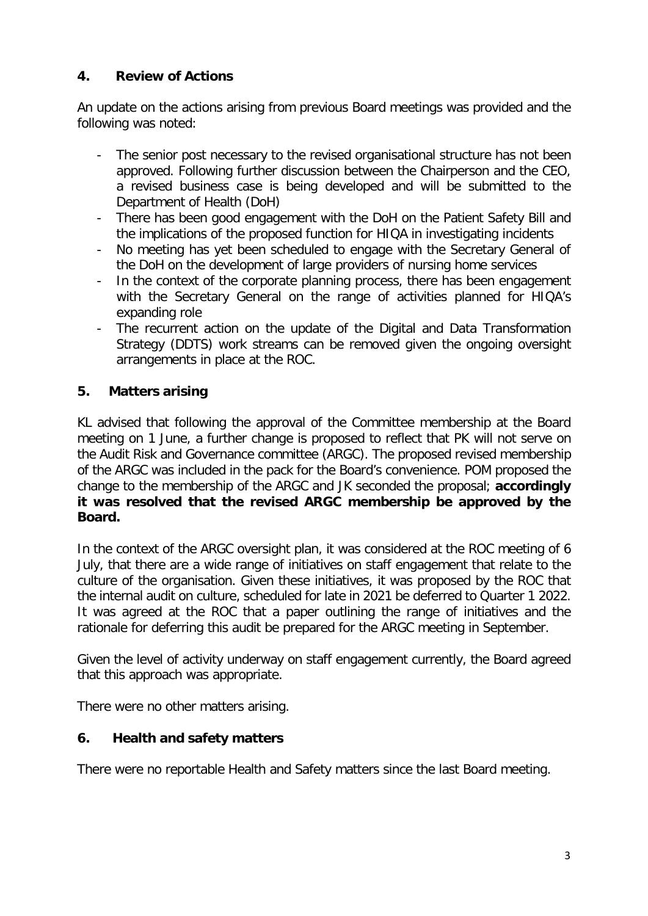## 4. Review of Actions

An update on the actions arising from previous Board meetings was provided and the following was noted:

- The senior post necessary to the revised organisational structure has not been approved. Following further discussion between the Chairperson and the CEO, a revised business case is being developed and will be submitted to the Department of Health (DoH)
- There has been good engagement with the DoH on the Patient Safety Bill and the implications of the proposed function for HIQA in investigating incidents
- No meeting has yet been scheduled to engage with the Secretary General of the DoH on the development of large providers of nursing home services
- In the context of the corporate planning process, there has been engagement with the Secretary General on the range of activities planned for HIQA's expanding role
- The recurrent action on the update of the Digital and Data Transformation Strategy (DDTS) work streams can be removed given the ongoing oversight arrangements in place at the ROC.

## 5. Matters arising

KL advised that following the approval of the Committee membership at the Board meeting on 1 June, a further change is proposed to reflect that PK will not serve on the Audit Risk and Governance committee (ARGC). The proposed revised membership of the ARGC was included in the pack for the Board's convenience. POM proposed the change to the membership of the ARGC and JK seconded the proposal; **accordingly it was resolved that the revised ARGC membership be approved by the Board.**

In the context of the ARGC oversight plan, it was considered at the ROC meeting of 6 July, that there are a wide range of initiatives on staff engagement that relate to the culture of the organisation. Given these initiatives, it was proposed by the ROC that the internal audit on culture, scheduled for late in 2021 be deferred to Quarter 1 2022. It was agreed at the ROC that a paper outlining the range of initiatives and the rationale for deferring this audit be prepared for the ARGC meeting in September.

Given the level of activity underway on staff engagement currently, the Board agreed that this approach was appropriate.

There were no other matters arising.

## 6. Health and safety matters

There were no reportable Health and Safety matters since the last Board meeting.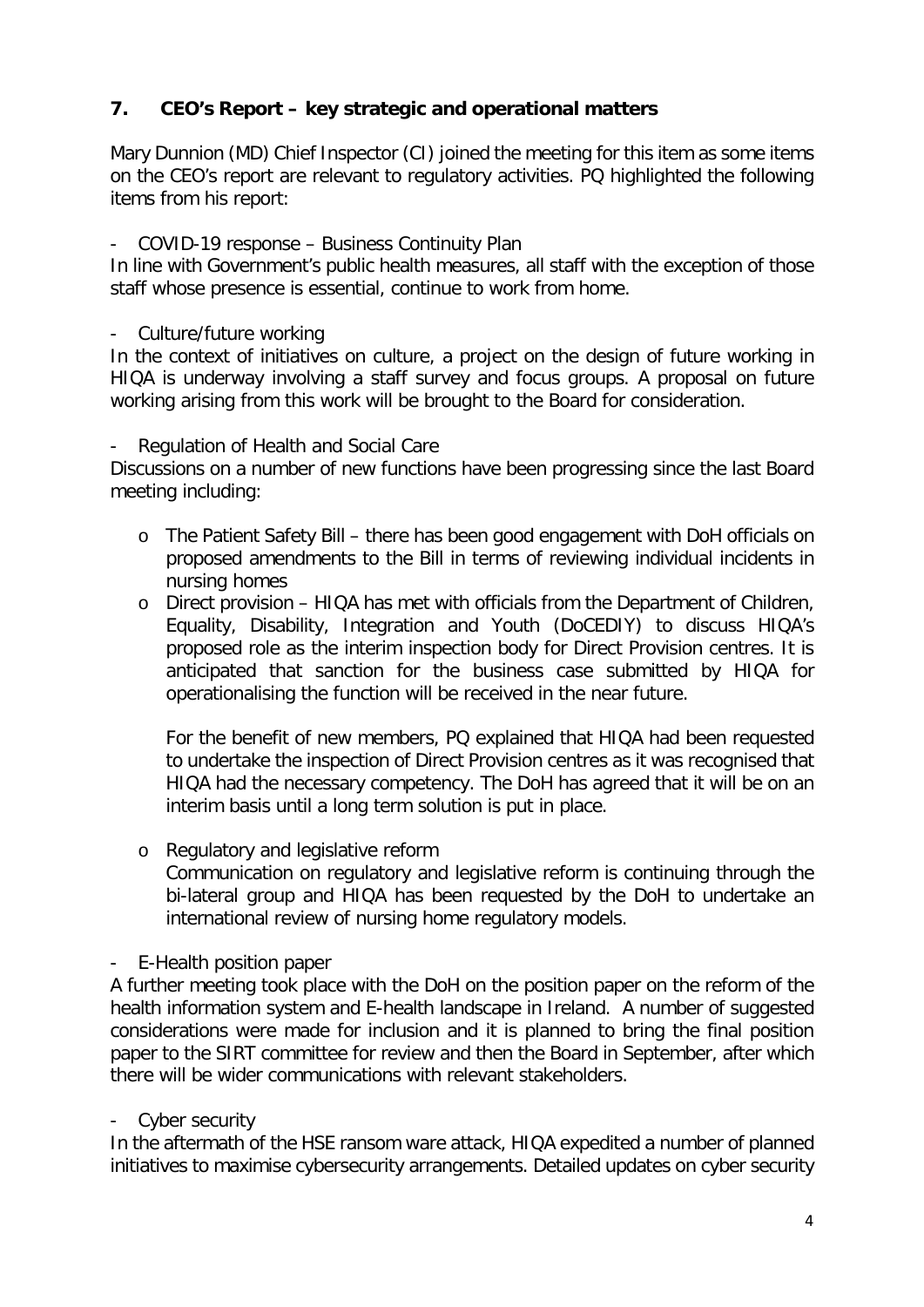## 7. CEO's Report – key strategic and operational matters

Mary Dunnion (MD) Chief Inspector (CI) joined the meeting for this item as some items on the CEO's report are relevant to regulatory activities. PQ highlighted the following items from his report:

- COVID-19 response – Business Continuity Plan

In line with Government's public health measures, all staff with the exception of those staff whose presence is essential, continue to work from home.

- Culture/future working

In the context of initiatives on culture, a project on the design of future working in HIQA is underway involving a staff survey and focus groups. A proposal on future working arising from this work will be brought to the Board for consideration.

- Regulation of Health and Social Care

Discussions on a number of new functions have been progressing since the last Board meeting including:

- The Patient Safety Bill – there has been good engagement with DoH officials on proposed amendments to the Bill in terms of reviewing individual incidents in nursing homes
- Direct provision – HIQA has met with officials from the Department of Children, Equality, Disability, Integration and Youth (DoCEDIY) to discuss HIQA's proposed role as the interim inspection body for Direct Provision centres. It is anticipated that sanction for the business case submitted by HIQA for operationalising the function will be received in the near future.

  For the benefit of new members, PQ explained that HIQA had been requested to undertake the inspection of Direct Provision centres as it was recognised that HIQA had the necessary competency. The DoH has agreed that it will be on an interim basis until a long term solution is put in place.

- Regulatory and legislative reform

  Communication on regulatory and legislative reform is continuing through the bi-lateral group and HIQA has been requested by the DoH to undertake an international review of nursing home regulatory models.

- E-Health position paper

A further meeting took place with the DoH on the position paper on the reform of the health information system and E-health landscape in Ireland. A number of suggested considerations were made for inclusion and it is planned to bring the final position paper to the SIRT committee for review and then the Board in September, after which there will be wider communications with relevant stakeholders.

- Cyber security

In the aftermath of the HSE ransom ware attack, HIQA expedited a number of planned initiatives to maximise cybersecurity arrangements. Detailed updates on cyber security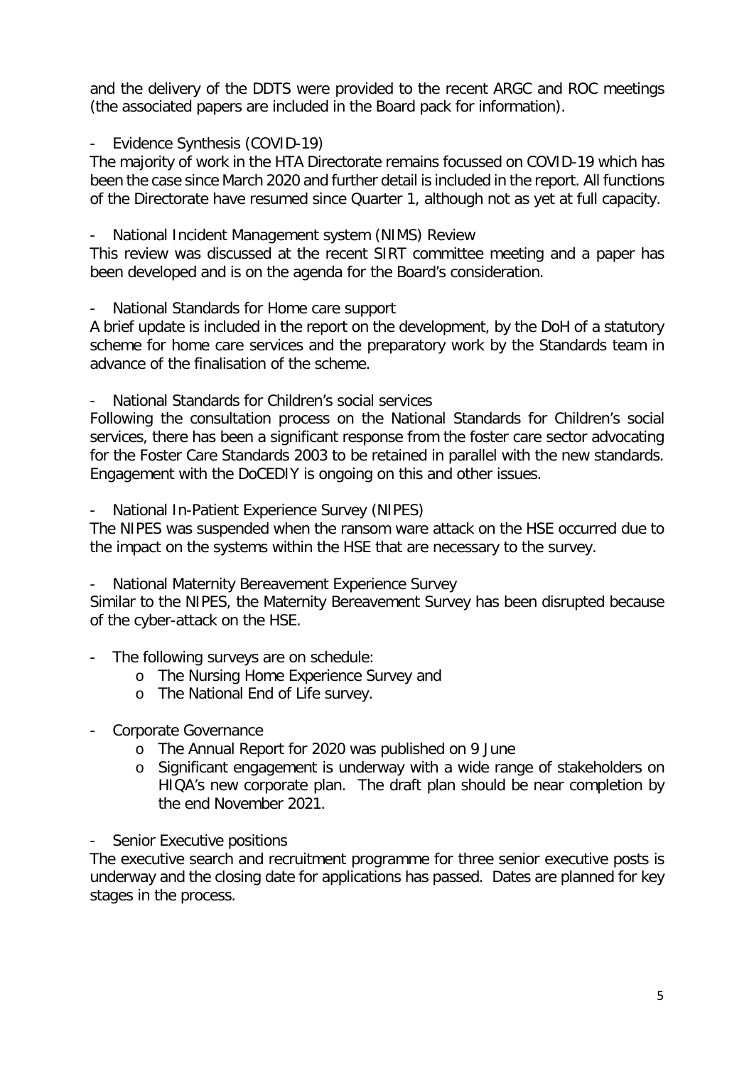and the delivery of the DDTS were provided to the recent ARGC and ROC meetings (the associated papers are included in the Board pack for information).

- Evidence Synthesis (COVID-19)

The majority of work in the HTA Directorate remains focussed on COVID-19 which has been the case since March 2020 and further detail is included in the report. All functions of the Directorate have resumed since Quarter 1, although not as yet at full capacity.

- National Incident Management system (NIMS) Review

This review was discussed at the recent SIRT committee meeting and a paper has been developed and is on the agenda for the Board's consideration.

- National Standards for Home care support

A brief update is included in the report on the development, by the DoH of a statutory scheme for home care services and the preparatory work by the Standards team in advance of the finalisation of the scheme.

- National Standards for Children's social services

Following the consultation process on the National Standards for Children's social services, there has been a significant response from the foster care sector advocating for the Foster Care Standards 2003 to be retained in parallel with the new standards. Engagement with the DoCEDIY is ongoing on this and other issues.

- National In-Patient Experience Survey (NIPES)

The NIPES was suspended when the ransom ware attack on the HSE occurred due to the impact on the systems within the HSE that are necessary to the survey.

- National Maternity Bereavement Experience Survey

Similar to the NIPES, the Maternity Bereavement Survey has been disrupted because of the cyber-attack on the HSE.

- The following surveys are on schedule:
  - The Nursing Home Experience Survey and
  - The National End of Life survey.

- Corporate Governance
  - The Annual Report for 2020 was published on 9 June
  - Significant engagement is underway with a wide range of stakeholders on HIQA's new corporate plan. The draft plan should be near completion by the end November 2021.

- Senior Executive positions

The executive search and recruitment programme for three senior executive posts is underway and the closing date for applications has passed. Dates are planned for key stages in the process.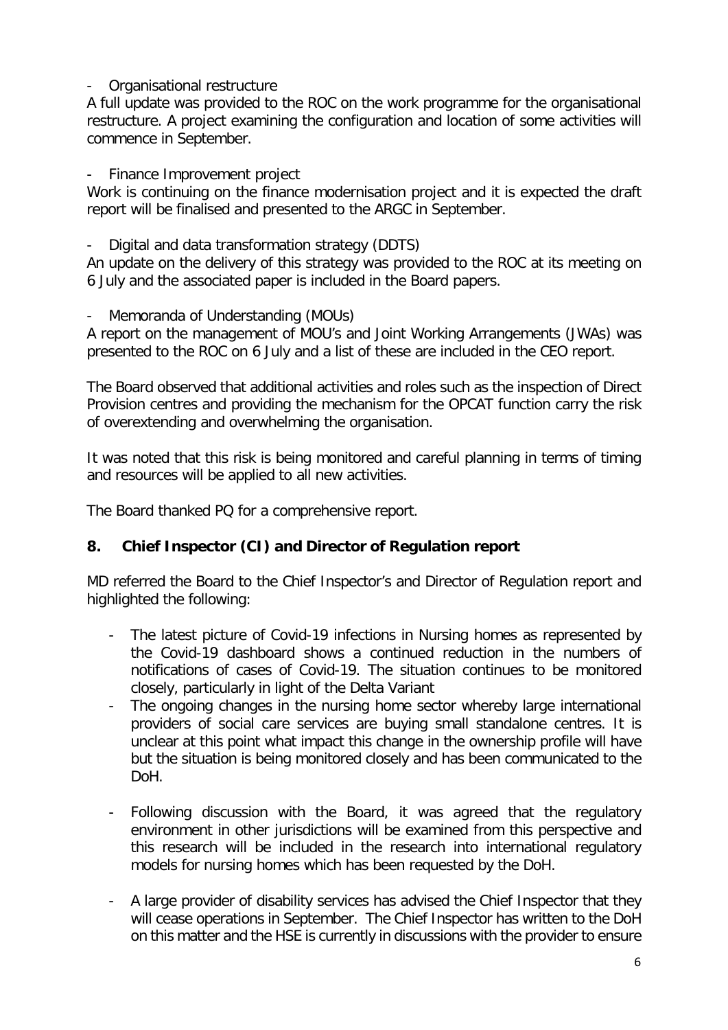- Organisational restructure

A full update was provided to the ROC on the work programme for the organisational restructure. A project examining the configuration and location of some activities will commence in September.

- Finance Improvement project

Work is continuing on the finance modernisation project and it is expected the draft report will be finalised and presented to the ARGC in September.

- Digital and data transformation strategy (DDTS)

An update on the delivery of this strategy was provided to the ROC at its meeting on 6 July and the associated paper is included in the Board papers.

- Memoranda of Understanding (MOUs)

A report on the management of MOU's and Joint Working Arrangements (JWAs) was presented to the ROC on 6 July and a list of these are included in the CEO report.

The Board observed that additional activities and roles such as the inspection of Direct Provision centres and providing the mechanism for the OPCAT function carry the risk of overextending and overwhelming the organisation.

It was noted that this risk is being monitored and careful planning in terms of timing and resources will be applied to all new activities.

The Board thanked PQ for a comprehensive report.

## 8. Chief Inspector (CI) and Director of Regulation report

MD referred the Board to the Chief Inspector's and Director of Regulation report and highlighted the following:

- The latest picture of Covid-19 infections in Nursing homes as represented by the Covid-19 dashboard shows a continued reduction in the numbers of notifications of cases of Covid-19. The situation continues to be monitored closely, particularly in light of the Delta Variant
- The ongoing changes in the nursing home sector whereby large international providers of social care services are buying small standalone centres. It is unclear at this point what impact this change in the ownership profile will have but the situation is being monitored closely and has been communicated to the DoH.
- Following discussion with the Board, it was agreed that the regulatory environment in other jurisdictions will be examined from this perspective and this research will be included in the research into international regulatory models for nursing homes which has been requested by the DoH.
- A large provider of disability services has advised the Chief Inspector that they will cease operations in September. The Chief Inspector has written to the DoH on this matter and the HSE is currently in discussions with the provider to ensure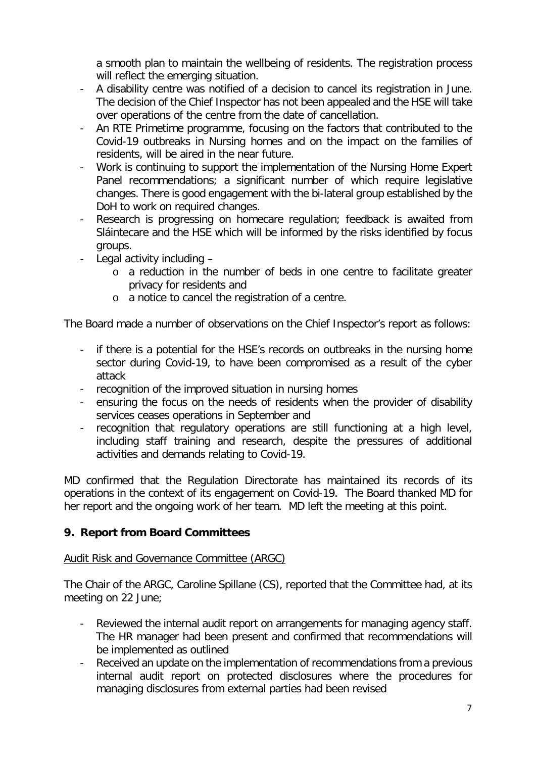a smooth plan to maintain the wellbeing of residents. The registration process will reflect the emerging situation.

- A disability centre was notified of a decision to cancel its registration in June. The decision of the Chief Inspector has not been appealed and the HSE will take over operations of the centre from the date of cancellation.
- An RTE Primetime programme, focusing on the factors that contributed to the Covid-19 outbreaks in Nursing homes and on the impact on the families of residents, will be aired in the near future.
- Work is continuing to support the implementation of the Nursing Home Expert Panel recommendations; a significant number of which require legislative changes. There is good engagement with the bi-lateral group established by the DoH to work on required changes.
- Research is progressing on homecare regulation; feedback is awaited from Sláintecare and the HSE which will be informed by the risks identified by focus groups.
- Legal activity including –
  - a reduction in the number of beds in one centre to facilitate greater privacy for residents and
  - a notice to cancel the registration of a centre.

The Board made a number of observations on the Chief Inspector's report as follows:

- if there is a potential for the HSE's records on outbreaks in the nursing home sector during Covid-19, to have been compromised as a result of the cyber attack
- recognition of the improved situation in nursing homes
- ensuring the focus on the needs of residents when the provider of disability services ceases operations in September and
- recognition that regulatory operations are still functioning at a high level, including staff training and research, despite the pressures of additional activities and demands relating to Covid-19.

MD confirmed that the Regulation Directorate has maintained its records of its operations in the context of its engagement on Covid-19. The Board thanked MD for her report and the ongoing work of her team. MD left the meeting at this point.

## 9. Report from Board Committees

Audit Risk and Governance Committee (ARGC)

The Chair of the ARGC, Caroline Spillane (CS), reported that the Committee had, at its meeting on 22 June;

- Reviewed the internal audit report on arrangements for managing agency staff. The HR manager had been present and confirmed that recommendations will be implemented as outlined
- Received an update on the implementation of recommendations from a previous internal audit report on protected disclosures where the procedures for managing disclosures from external parties had been revised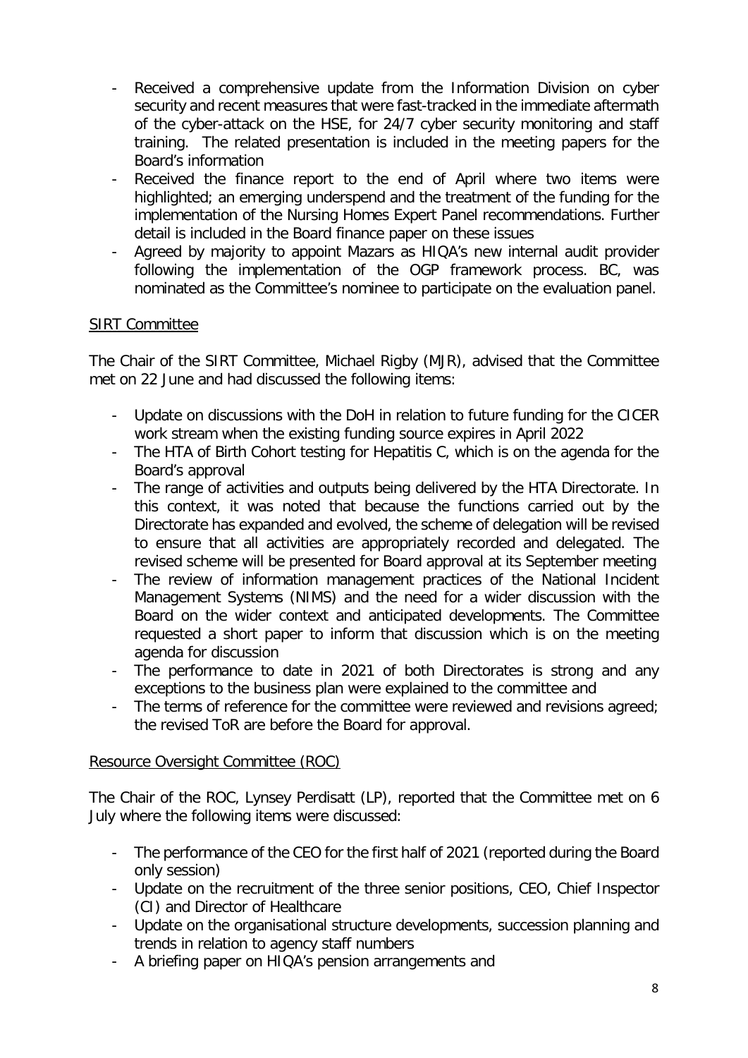- Received a comprehensive update from the Information Division on cyber security and recent measures that were fast-tracked in the immediate aftermath of the cyber-attack on the HSE, for 24/7 cyber security monitoring and staff training. The related presentation is included in the meeting papers for the Board's information
- Received the finance report to the end of April where two items were highlighted; an emerging underspend and the treatment of the funding for the implementation of the Nursing Homes Expert Panel recommendations. Further detail is included in the Board finance paper on these issues
- Agreed by majority to appoint Mazars as HIQA's new internal audit provider following the implementation of the OGP framework process. BC, was nominated as the Committee's nominee to participate on the evaluation panel.

<u>SIRT Committee</u>

The Chair of the SIRT Committee, Michael Rigby (MJR), advised that the Committee met on 22 June and had discussed the following items:

- Update on discussions with the DoH in relation to future funding for the CICER work stream when the existing funding source expires in April 2022
- The HTA of Birth Cohort testing for Hepatitis C, which is on the agenda for the Board's approval
- The range of activities and outputs being delivered by the HTA Directorate. In this context, it was noted that because the functions carried out by the Directorate has expanded and evolved, the scheme of delegation will be revised to ensure that all activities are appropriately recorded and delegated. The revised scheme will be presented for Board approval at its September meeting
- The review of information management practices of the National Incident Management Systems (NIMS) and the need for a wider discussion with the Board on the wider context and anticipated developments. The Committee requested a short paper to inform that discussion which is on the meeting agenda for discussion
- The performance to date in 2021 of both Directorates is strong and any exceptions to the business plan were explained to the committee and
- The terms of reference for the committee were reviewed and revisions agreed; the revised ToR are before the Board for approval.

<u>Resource Oversight Committee (ROC)</u>

The Chair of the ROC, Lynsey Perdisatt (LP), reported that the Committee met on 6 July where the following items were discussed:

- The performance of the CEO for the first half of 2021 (reported during the Board only session)
- Update on the recruitment of the three senior positions, CEO, Chief Inspector (CI) and Director of Healthcare
- Update on the organisational structure developments, succession planning and trends in relation to agency staff numbers
- A briefing paper on HIQA's pension arrangements and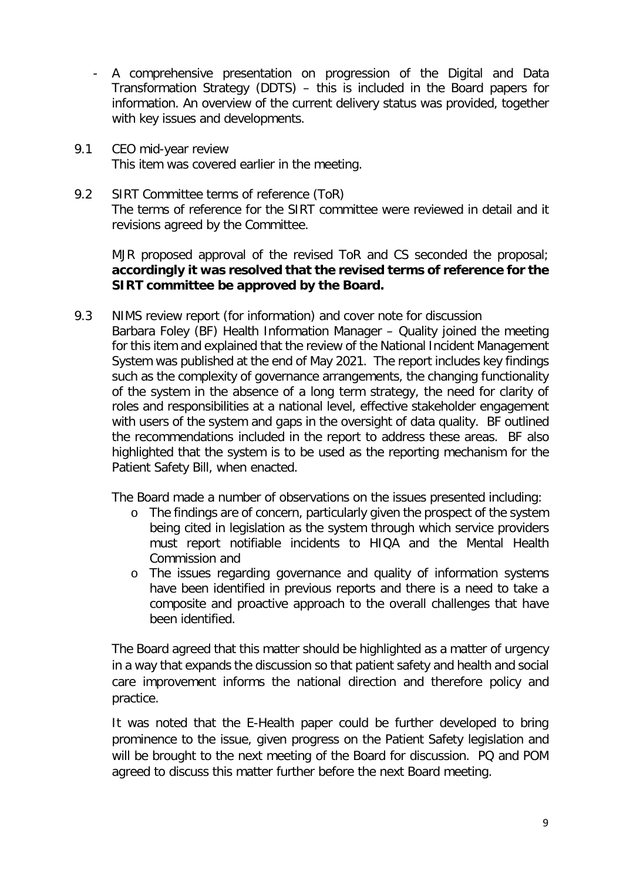- A comprehensive presentation on progression of the Digital and Data Transformation Strategy (DDTS) – this is included in the Board papers for information. An overview of the current delivery status was provided, together with key issues and developments.

9.1 CEO mid-year review

This item was covered earlier in the meeting.

9.2 SIRT Committee terms of reference (ToR)

The terms of reference for the SIRT committee were reviewed in detail and it revisions agreed by the Committee.

MJR proposed approval of the revised ToR and CS seconded the proposal; **accordingly it was resolved that the revised terms of reference for the SIRT committee be approved by the Board.**

9.3 NIMS review report (for information) and cover note for discussion

Barbara Foley (BF) Health Information Manager – Quality joined the meeting for this item and explained that the review of the National Incident Management System was published at the end of May 2021. The report includes key findings such as the complexity of governance arrangements, the changing functionality of the system in the absence of a long term strategy, the need for clarity of roles and responsibilities at a national level, effective stakeholder engagement with users of the system and gaps in the oversight of data quality. BF outlined the recommendations included in the report to address these areas. BF also highlighted that the system is to be used as the reporting mechanism for the Patient Safety Bill, when enacted.

The Board made a number of observations on the issues presented including:

- The findings are of concern, particularly given the prospect of the system being cited in legislation as the system through which service providers must report notifiable incidents to HIQA and the Mental Health Commission and
- The issues regarding governance and quality of information systems have been identified in previous reports and there is a need to take a composite and proactive approach to the overall challenges that have been identified.

The Board agreed that this matter should be highlighted as a matter of urgency in a way that expands the discussion so that patient safety and health and social care improvement informs the national direction and therefore policy and practice.

It was noted that the E-Health paper could be further developed to bring prominence to the issue, given progress on the Patient Safety legislation and will be brought to the next meeting of the Board for discussion. PQ and POM agreed to discuss this matter further before the next Board meeting.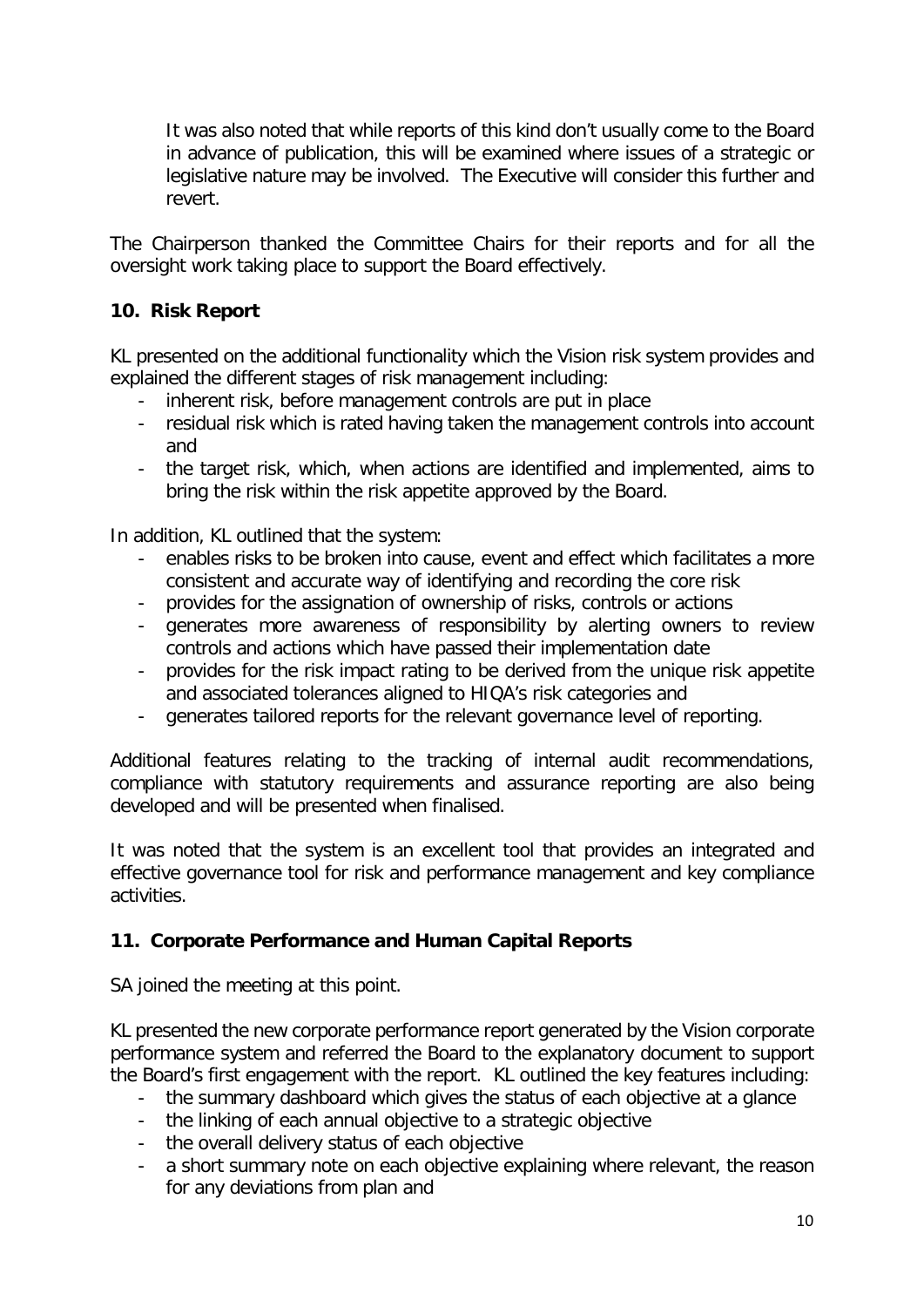It was also noted that while reports of this kind don't usually come to the Board in advance of publication, this will be examined where issues of a strategic or legislative nature may be involved. The Executive will consider this further and revert.

The Chairperson thanked the Committee Chairs for their reports and for all the oversight work taking place to support the Board effectively.

## 10. Risk Report

KL presented on the additional functionality which the Vision risk system provides and explained the different stages of risk management including:

- inherent risk, before management controls are put in place
- residual risk which is rated having taken the management controls into account and
- the target risk, which, when actions are identified and implemented, aims to bring the risk within the risk appetite approved by the Board.

In addition, KL outlined that the system:

- enables risks to be broken into cause, event and effect which facilitates a more consistent and accurate way of identifying and recording the core risk
- provides for the assignation of ownership of risks, controls or actions
- generates more awareness of responsibility by alerting owners to review controls and actions which have passed their implementation date
- provides for the risk impact rating to be derived from the unique risk appetite and associated tolerances aligned to HIQA's risk categories and
- generates tailored reports for the relevant governance level of reporting.

Additional features relating to the tracking of internal audit recommendations, compliance with statutory requirements and assurance reporting are also being developed and will be presented when finalised.

It was noted that the system is an excellent tool that provides an integrated and effective governance tool for risk and performance management and key compliance activities.

## 11. Corporate Performance and Human Capital Reports

SA joined the meeting at this point.

KL presented the new corporate performance report generated by the Vision corporate performance system and referred the Board to the explanatory document to support the Board's first engagement with the report. KL outlined the key features including:

- the summary dashboard which gives the status of each objective at a glance
- the linking of each annual objective to a strategic objective
- the overall delivery status of each objective
- a short summary note on each objective explaining where relevant, the reason for any deviations from plan and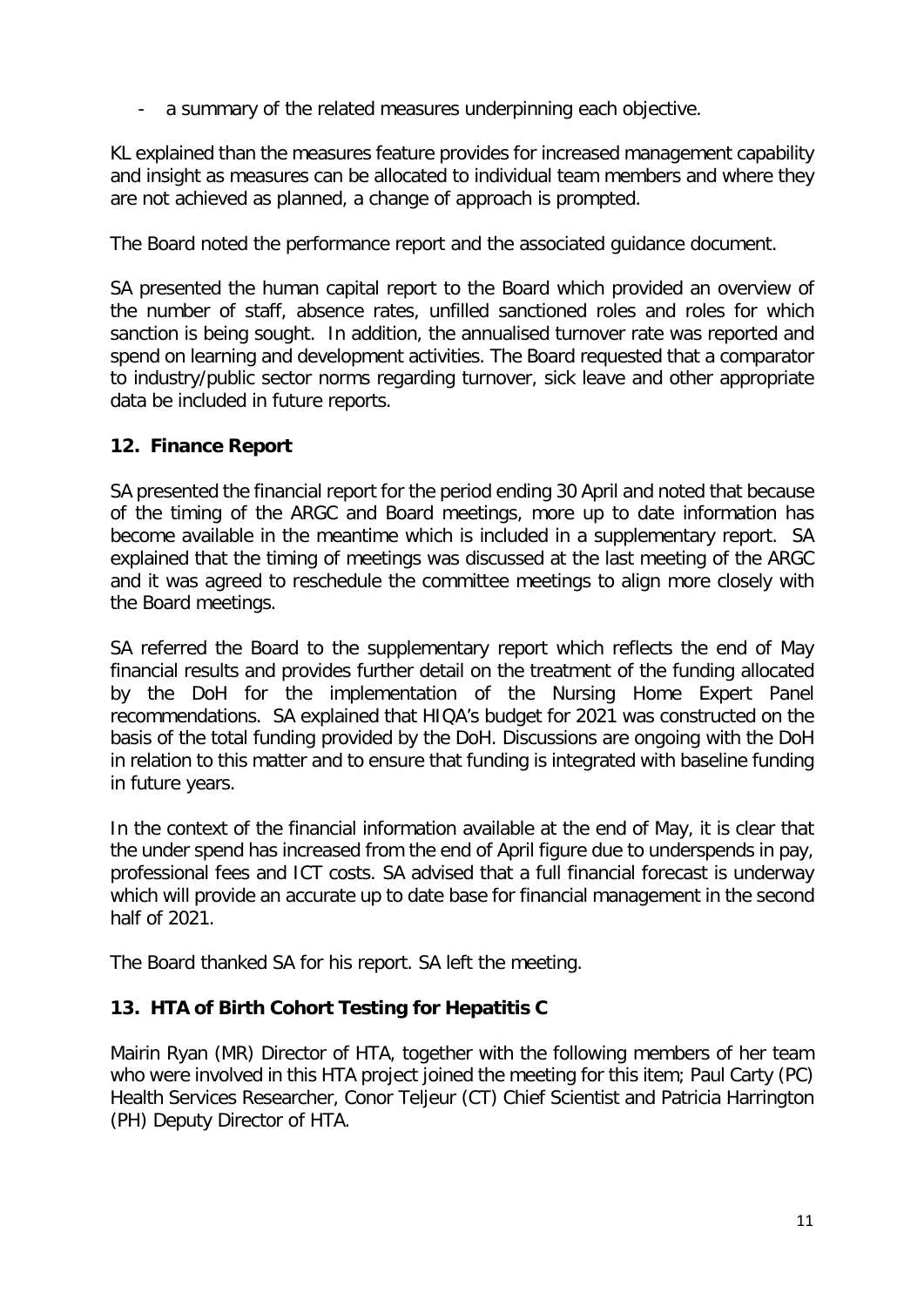- a summary of the related measures underpinning each objective.

KL explained than the measures feature provides for increased management capability and insight as measures can be allocated to individual team members and where they are not achieved as planned, a change of approach is prompted.

The Board noted the performance report and the associated guidance document.

SA presented the human capital report to the Board which provided an overview of the number of staff, absence rates, unfilled sanctioned roles and roles for which sanction is being sought. In addition, the annualised turnover rate was reported and spend on learning and development activities. The Board requested that a comparator to industry/public sector norms regarding turnover, sick leave and other appropriate data be included in future reports.

## 12. Finance Report

SA presented the financial report for the period ending 30 April and noted that because of the timing of the ARGC and Board meetings, more up to date information has become available in the meantime which is included in a supplementary report. SA explained that the timing of meetings was discussed at the last meeting of the ARGC and it was agreed to reschedule the committee meetings to align more closely with the Board meetings.

SA referred the Board to the supplementary report which reflects the end of May financial results and provides further detail on the treatment of the funding allocated by the DoH for the implementation of the Nursing Home Expert Panel recommendations. SA explained that HIQA's budget for 2021 was constructed on the basis of the total funding provided by the DoH. Discussions are ongoing with the DoH in relation to this matter and to ensure that funding is integrated with baseline funding in future years.

In the context of the financial information available at the end of May, it is clear that the under spend has increased from the end of April figure due to underspends in pay, professional fees and ICT costs. SA advised that a full financial forecast is underway which will provide an accurate up to date base for financial management in the second half of 2021.

The Board thanked SA for his report. SA left the meeting.

## 13. HTA of Birth Cohort Testing for Hepatitis C

Mairin Ryan (MR) Director of HTA, together with the following members of her team who were involved in this HTA project joined the meeting for this item; Paul Carty (PC) Health Services Researcher, Conor Teljeur (CT) Chief Scientist and Patricia Harrington (PH) Deputy Director of HTA.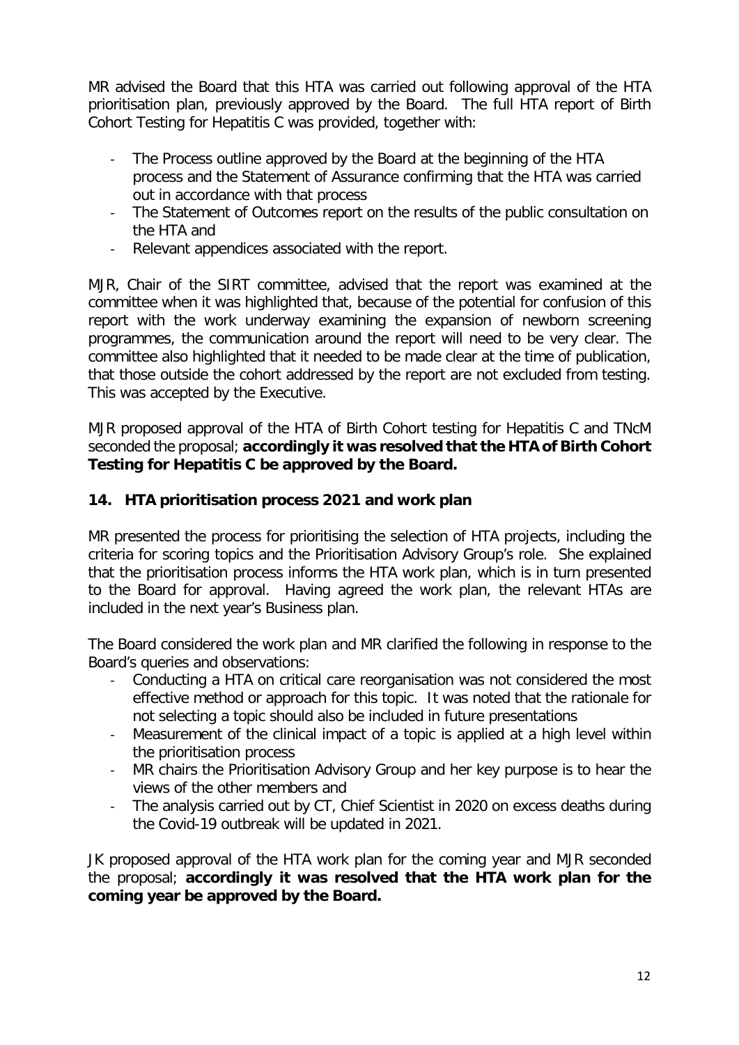MR advised the Board that this HTA was carried out following approval of the HTA prioritisation plan, previously approved by the Board. The full HTA report of Birth Cohort Testing for Hepatitis C was provided, together with:

- The Process outline approved by the Board at the beginning of the HTA process and the Statement of Assurance confirming that the HTA was carried out in accordance with that process
- The Statement of Outcomes report on the results of the public consultation on the HTA and
- Relevant appendices associated with the report.

MJR, Chair of the SIRT committee, advised that the report was examined at the committee when it was highlighted that, because of the potential for confusion of this report with the work underway examining the expansion of newborn screening programmes, the communication around the report will need to be very clear. The committee also highlighted that it needed to be made clear at the time of publication, that those outside the cohort addressed by the report are not excluded from testing. This was accepted by the Executive.

MJR proposed approval of the HTA of Birth Cohort testing for Hepatitis C and TNcM seconded the proposal; **accordingly it was resolved that the HTA of Birth Cohort Testing for Hepatitis C be approved by the Board.**

## 14. HTA prioritisation process 2021 and work plan

MR presented the process for prioritising the selection of HTA projects, including the criteria for scoring topics and the Prioritisation Advisory Group's role. She explained that the prioritisation process informs the HTA work plan, which is in turn presented to the Board for approval. Having agreed the work plan, the relevant HTAs are included in the next year's Business plan.

The Board considered the work plan and MR clarified the following in response to the Board's queries and observations:

- Conducting a HTA on critical care reorganisation was not considered the most effective method or approach for this topic. It was noted that the rationale for not selecting a topic should also be included in future presentations
- Measurement of the clinical impact of a topic is applied at a high level within the prioritisation process
- MR chairs the Prioritisation Advisory Group and her key purpose is to hear the views of the other members and
- The analysis carried out by CT, Chief Scientist in 2020 on excess deaths during the Covid-19 outbreak will be updated in 2021.

JK proposed approval of the HTA work plan for the coming year and MJR seconded the proposal; **accordingly it was resolved that the HTA work plan for the coming year be approved by the Board.**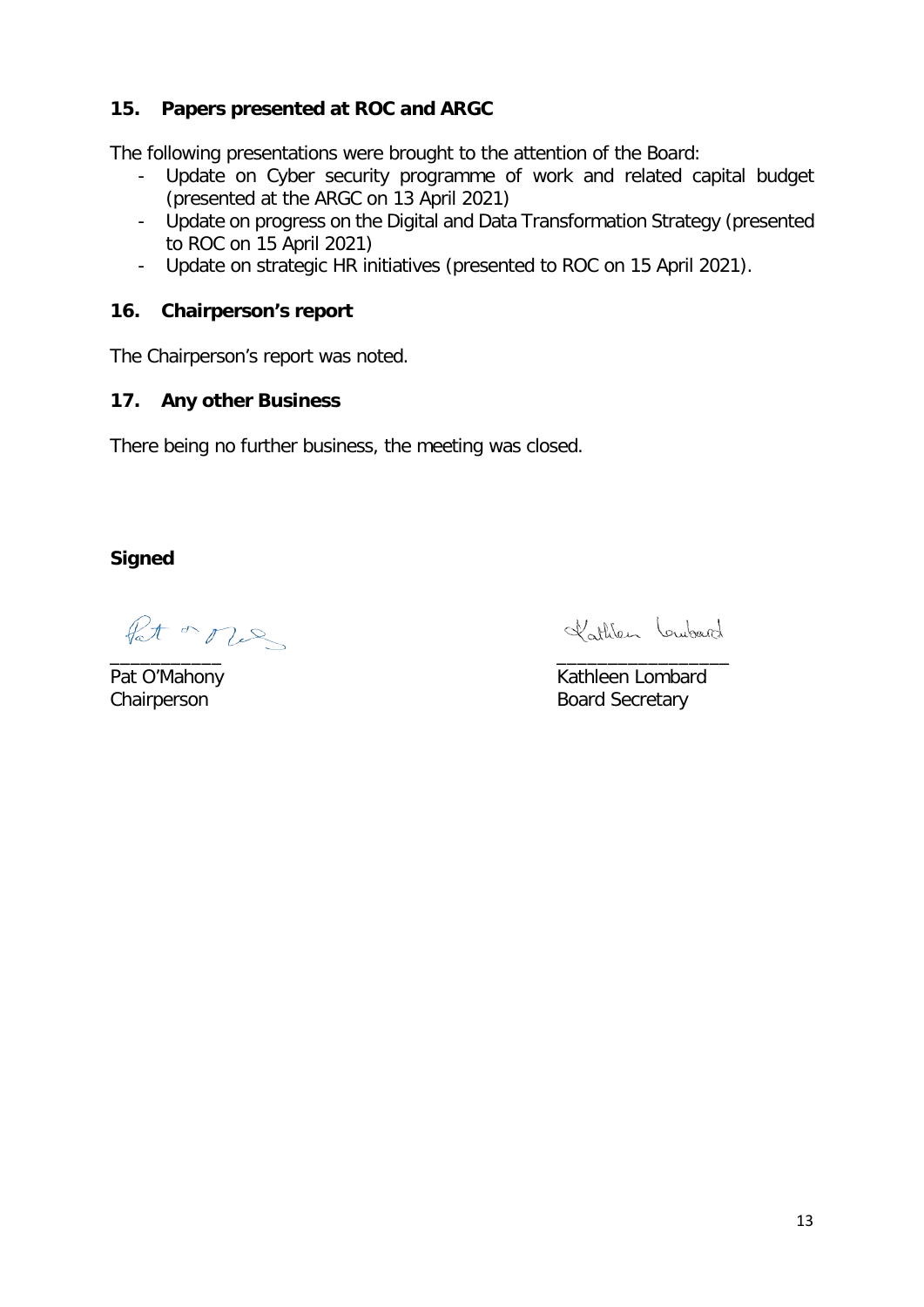## 15. Papers presented at ROC and ARGC

The following presentations were brought to the attention of the Board:

- Update on Cyber security programme of work and related capital budget (presented at the ARGC on 13 April 2021)
- Update on progress on the Digital and Data Transformation Strategy (presented to ROC on 15 April 2021)
- Update on strategic HR initiatives (presented to ROC on 15 April 2021).

## 16. Chairperson's report

The Chairperson's report was noted.

## 17. Any other Business

There being no further business, the meeting was closed.

**Signed**

| ___________ | _________________ |
|---|---|
| Pat O'Mahony | Kathleen Lombard |
| Chairperson | Board Secretary |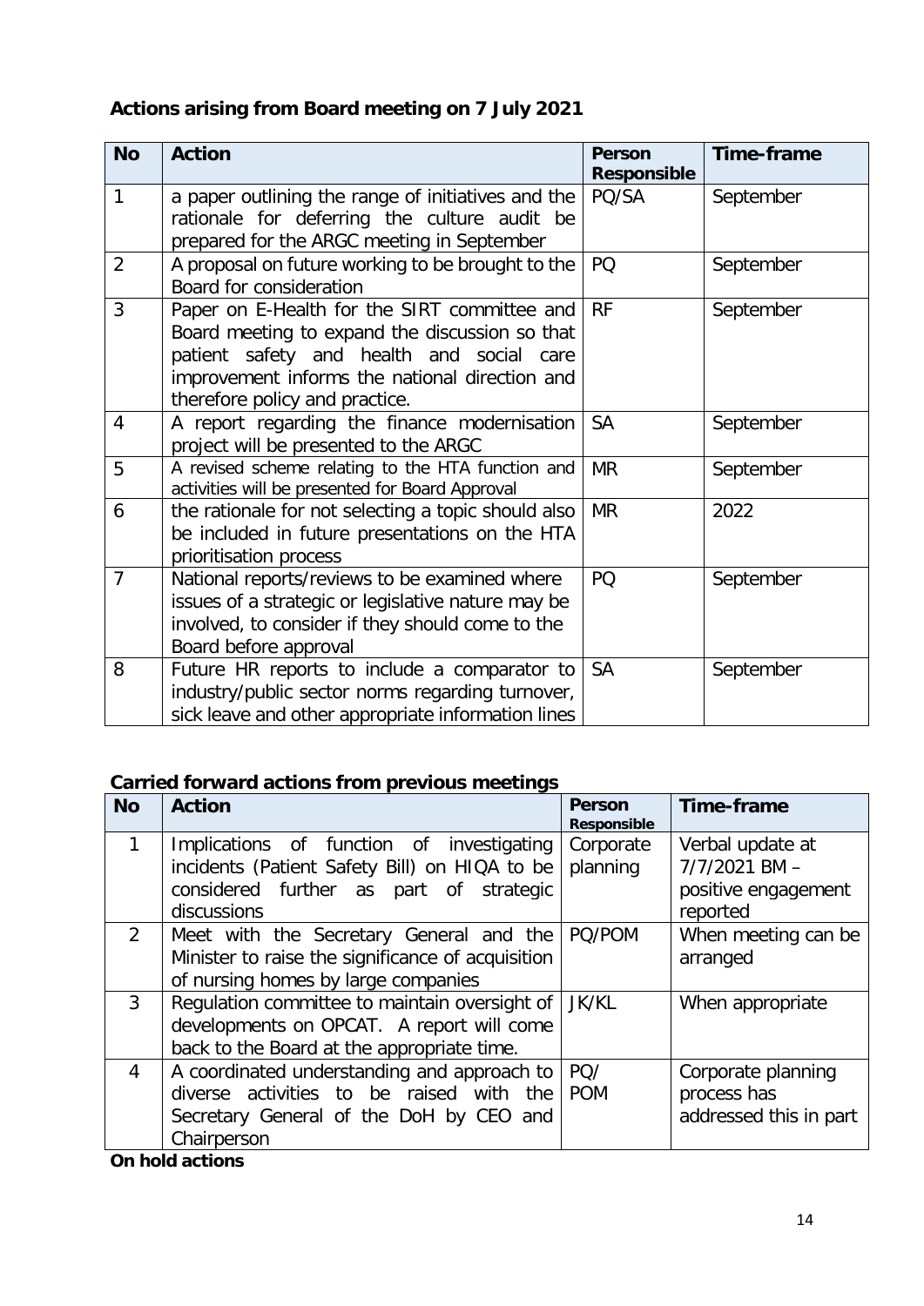## Actions arising from Board meeting on 7 July 2021

| No | Action | Person Responsible | Time-frame |
|---|---|---|---|
| 1 | a paper outlining the range of initiatives and the rationale for deferring the culture audit be prepared for the ARGC meeting in September | PQ/SA | September |
| 2 | A proposal on future working to be brought to the Board for consideration | PQ | September |
| 3 | Paper on E-Health for the SIRT committee and Board meeting to expand the discussion so that patient safety and health and social care improvement informs the national direction and therefore policy and practice. | RF | September |
| 4 | A report regarding the finance modernisation project will be presented to the ARGC | SA | September |
| 5 | A revised scheme relating to the HTA function and activities will be presented for Board Approval | MR | September |
| 6 | the rationale for not selecting a topic should also be included in future presentations on the HTA prioritisation process | MR | 2022 |
| 7 | National reports/reviews to be examined where issues of a strategic or legislative nature may be involved, to consider if they should come to the Board before approval | PQ | September |
| 8 | Future HR reports to include a comparator to industry/public sector norms regarding turnover, sick leave and other appropriate information lines | SA | September |

## Carried forward actions from previous meetings

| No | Action | Person Responsible | Time-frame |
|---|---|---|---|
| 1 | Implications of function of investigating incidents (Patient Safety Bill) on HIQA to be considered further as part of strategic discussions | Corporate planning | Verbal update at 7/7/2021 BM – positive engagement reported |
| 2 | Meet with the Secretary General and the Minister to raise the significance of acquisition of nursing homes by large companies | PQ/POM | When meeting can be arranged |
| 3 | Regulation committee to maintain oversight of developments on OPCAT. A report will come back to the Board at the appropriate time. | JK/KL | When appropriate |
| 4 | A coordinated understanding and approach to diverse activities to be raised with the Secretary General of the DoH by CEO and Chairperson | PQ/ POM | Corporate planning process has addressed this in part |

**On hold actions**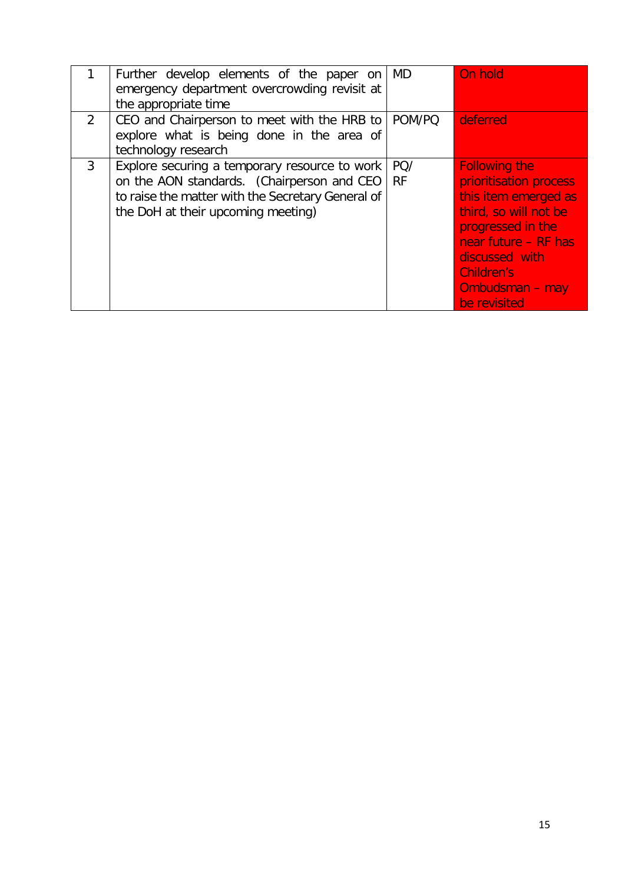| | | | |
|---|---|---|---|
| 1 | Further develop elements of the paper on emergency department overcrowding revisit at the appropriate time | MD | On hold |
| 2 | CEO and Chairperson to meet with the HRB to explore what is being done in the area of technology research | POM/PQ | deferred |
| 3 | Explore securing a temporary resource to work on the AON standards. (Chairperson and CEO to raise the matter with the Secretary General of the DoH at their upcoming meeting) | PQ/ RF | Following the prioritisation process this item emerged as third, so will not be progressed in the near future – RF has discussed with Children's Ombudsman – may be revisited |